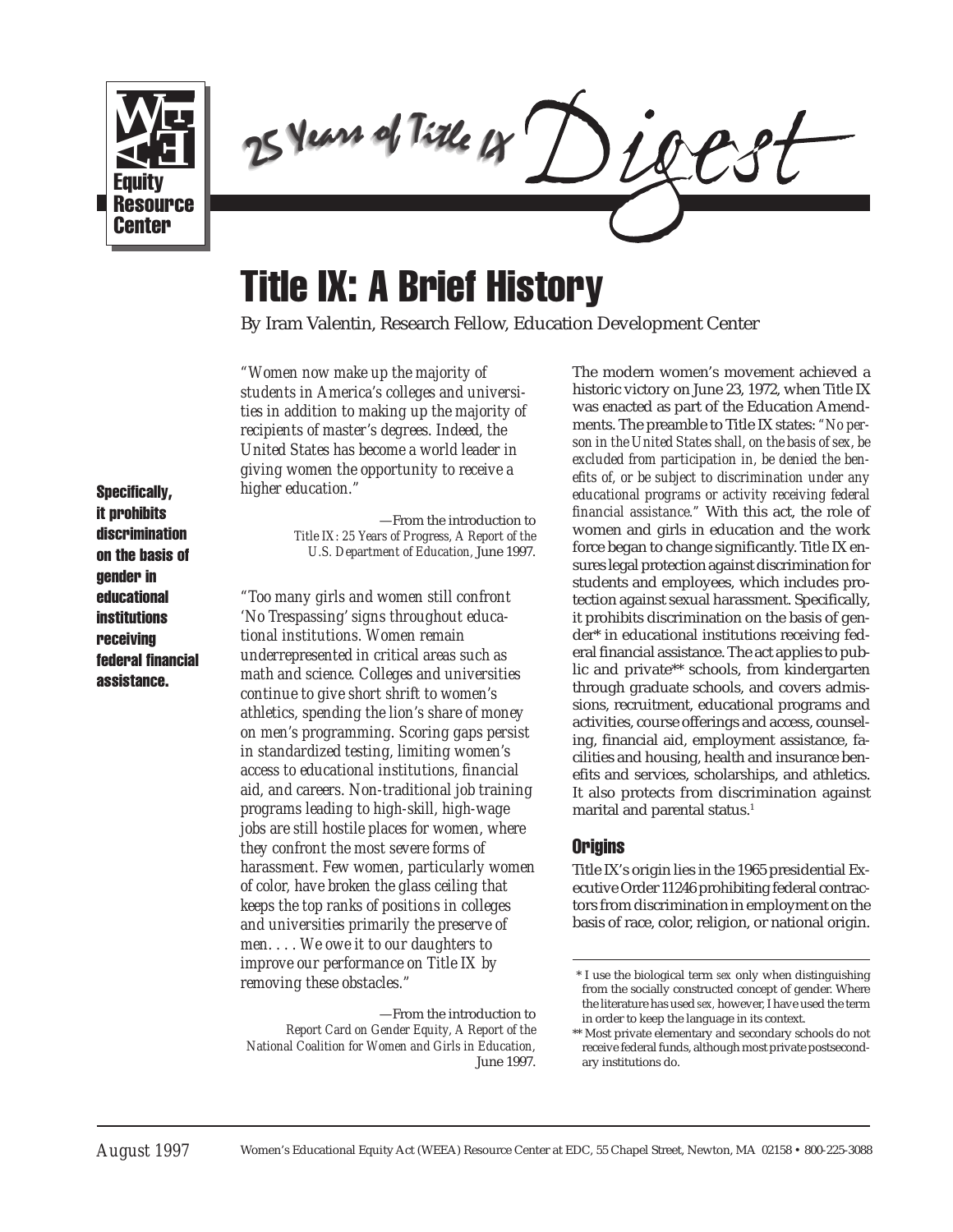WEEA Equity Resource Center

25 Years of Title IX *Digest*

# Title IX: A Brief History

By Iram Valentin, Research Fellow, Education Development Center

*"Women now make up the majority of students in America's colleges and universities in addition to making up the majority of recipients of master's degrees. Indeed, the United States has become a world leader in giving women the opportunity to receive a higher education."*

—From the introduction to *Title IX: 25 Years of Progress, A Report of the U.S. Department of Education,* June 1997.

*"Too many girls and women still confront 'No Trespassing' signs throughout educational institutions. Women remain underrepresented in critical areas such as math and science. Colleges and universities continue to give short shrift to women's athletics, spending the lion's share of money on men's programming. Scoring gaps persist in standardized testing, limiting women's access to educational institutions, financial aid, and careers. Non-traditional job training programs leading to high-skill, high-wage jobs are still hostile places for women, where they confront the most severe forms of harassment. Few women, particularly women of color, have broken the glass ceiling that keeps the top ranks of positions in colleges and universities primarily the preserve of men. . . . We owe it to our daughters to improve our performance on Title IX by removing these obstacles."*

—From the introduction to *Report Card on Gender Equity, A Report of the National Coalition for Women and Girls in Education,* June 1997.

The modern women's movement achieved a historic victory on June 23, 1972, when Title IX was enacted as part of the Education Amendments. The preamble to Title IX states: *"No person in the United States shall, on the basis of sex, be excluded from participation in, be denied the benefits of, or be subject to discrimination under any educational programs or activity receiving federal financial assistance."* With this act, the role of women and girls in education and the work force began to change significantly. Title IX ensures legal protection against discrimination for students and employees, which includes protection against sexual harassment. Specifically, it prohibits discrimination on the basis of gender* in educational institutions receiving federal financial assistance. The act applies to public and private** schools, from kindergarten through graduate schools, and covers admissions, recruitment, educational programs and activities, course offerings and access, counseling, financial aid, employment assistance, facilities and housing, health and insurance benefits and services, scholarships, and athletics. It also protects from discrimination against marital and parental status.[1]

**Specifically, it prohibits discrimination on the basis of gender in educational institutions receiving federal financial assistance.**

## Origins

Title IX's origin lies in the 1965 presidential Executive Order 11246 prohibiting federal contractors from discrimination in employment on the basis of race, color, religion, or national origin.

\* I use the biological term *sex* only when distinguishing from the socially constructed concept of gender. Where the literature has used *sex,* however, I have used the term in order to keep the language in its context.

\** Most private elementary and secondary schools do not receive federal funds, although most private postsecondary institutions do.

August 1997 Women's Educational Equity Act (WEEA) Resource Center at EDC, 55 Chapel Street, Newton, MA 02158 • 800-225-3088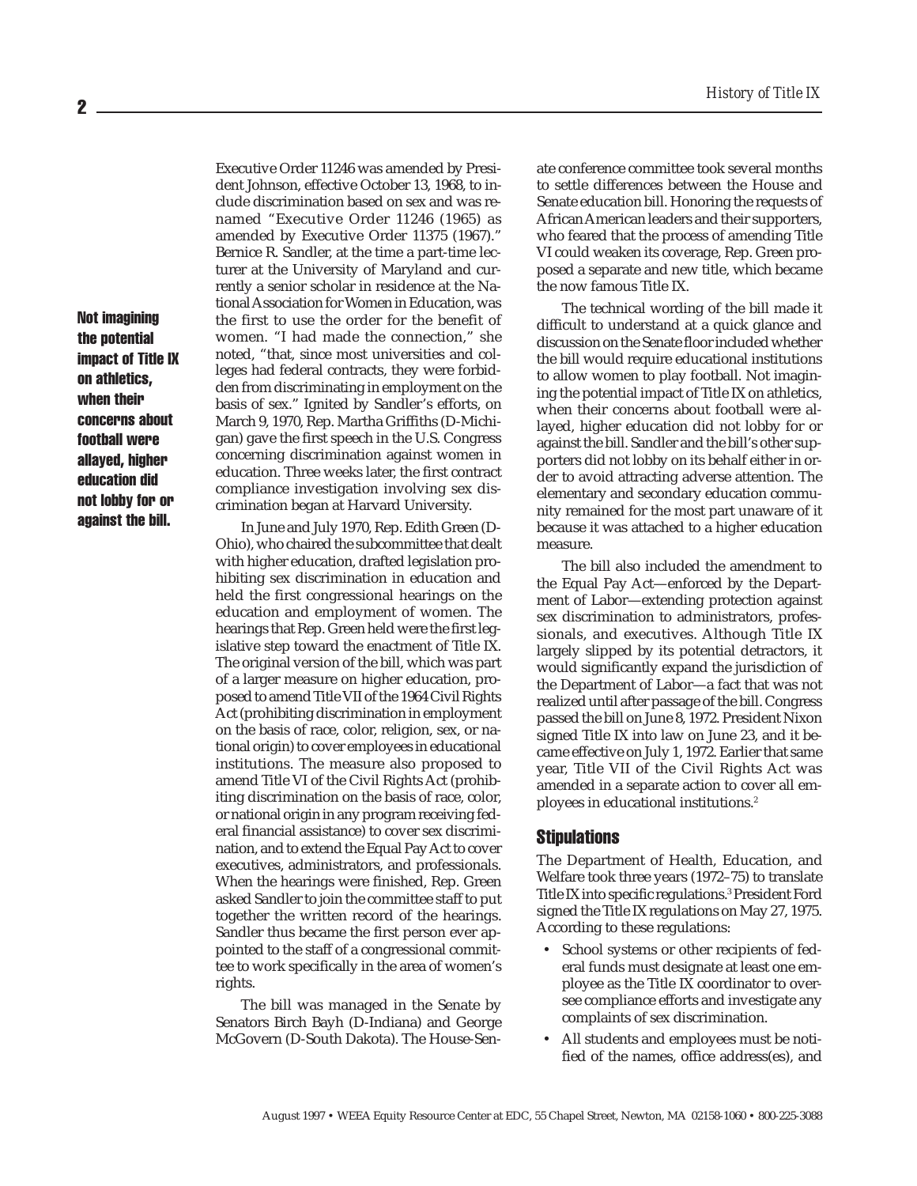Executive Order 11246 was amended by President Johnson, effective October 13, 1968, to include discrimination based on sex and was renamed "Executive Order 11246 (1965) as amended by Executive Order 11375 (1967)." Bernice R. Sandler, at the time a part-time lecturer at the University of Maryland and currently a senior scholar in residence at the National Association for Women in Education, was the first to use the order for the benefit of women. "I had made the connection," she noted, "that, since most universities and colleges had federal contracts, they were forbidden from discriminating in employment on the basis of sex." Ignited by Sandler's efforts, on March 9, 1970, Rep. Martha Griffiths (D-Michigan) gave the first speech in the U.S. Congress concerning discrimination against women in education. Three weeks later, the first contract compliance investigation involving sex discrimination began at Harvard University.

In June and July 1970, Rep. Edith Green (D-Ohio), who chaired the subcommittee that dealt with higher education, drafted legislation prohibiting sex discrimination in education and held the first congressional hearings on the education and employment of women. The hearings that Rep. Green held were the first legislative step toward the enactment of Title IX. The original version of the bill, which was part of a larger measure on higher education, proposed to amend Title VII of the 1964 Civil Rights Act (prohibiting discrimination in employment on the basis of race, color, religion, sex, or national origin) to cover employees in educational institutions. The measure also proposed to amend Title VI of the Civil Rights Act (prohibiting discrimination on the basis of race, color, or national origin in any program receiving federal financial assistance) to cover sex discrimination, and to extend the Equal Pay Act to cover executives, administrators, and professionals. When the hearings were finished, Rep. Green asked Sandler to join the committee staff to put together the written record of the hearings. Sandler thus became the first person ever appointed to the staff of a congressional committee to work specifically in the area of women's rights.

The bill was managed in the Senate by Senators Birch Bayh (D-Indiana) and George McGovern (D-South Dakota). The House-Senate conference committee took several months to settle differences between the House and Senate education bill. Honoring the requests of African American leaders and their supporters, who feared that the process of amending Title VI could weaken its coverage, Rep. Green proposed a separate and new title, which became the now famous Title IX.

The technical wording of the bill made it difficult to understand at a quick glance and discussion on the Senate floor included whether the bill would require educational institutions to allow women to play football. Not imagining the potential impact of Title IX on athletics, when their concerns about football were allayed, higher education did not lobby for or against the bill. Sandler and the bill's other supporters did not lobby on its behalf either in order to avoid attracting adverse attention. The elementary and secondary education community remained for the most part unaware of it because it was attached to a higher education measure.

**Not imagining the potential impact of Title IX on athletics, when their concerns about football were allayed, higher education did not lobby for or against the bill.**

The bill also included the amendment to the Equal Pay Act—enforced by the Department of Labor—extending protection against sex discrimination to administrators, professionals, and executives. Although Title IX largely slipped by its potential detractors, it would significantly expand the jurisdiction of the Department of Labor—a fact that was not realized until after passage of the bill. Congress passed the bill on June 8, 1972. President Nixon signed Title IX into law on June 23, and it became effective on July 1, 1972. Earlier that same year, Title VII of the Civil Rights Act was amended in a separate action to cover all employees in educational institutions.[2]

## Stipulations

The Department of Health, Education, and Welfare took three years (1972–75) to translate Title IX into specific regulations.[3] President Ford signed the Title IX regulations on May 27, 1975. According to these regulations:

- School systems or other recipients of federal funds must designate at least one employee as the Title IX coordinator to oversee compliance efforts and investigate any complaints of sex discrimination.
- All students and employees must be notified of the names, office address(es), and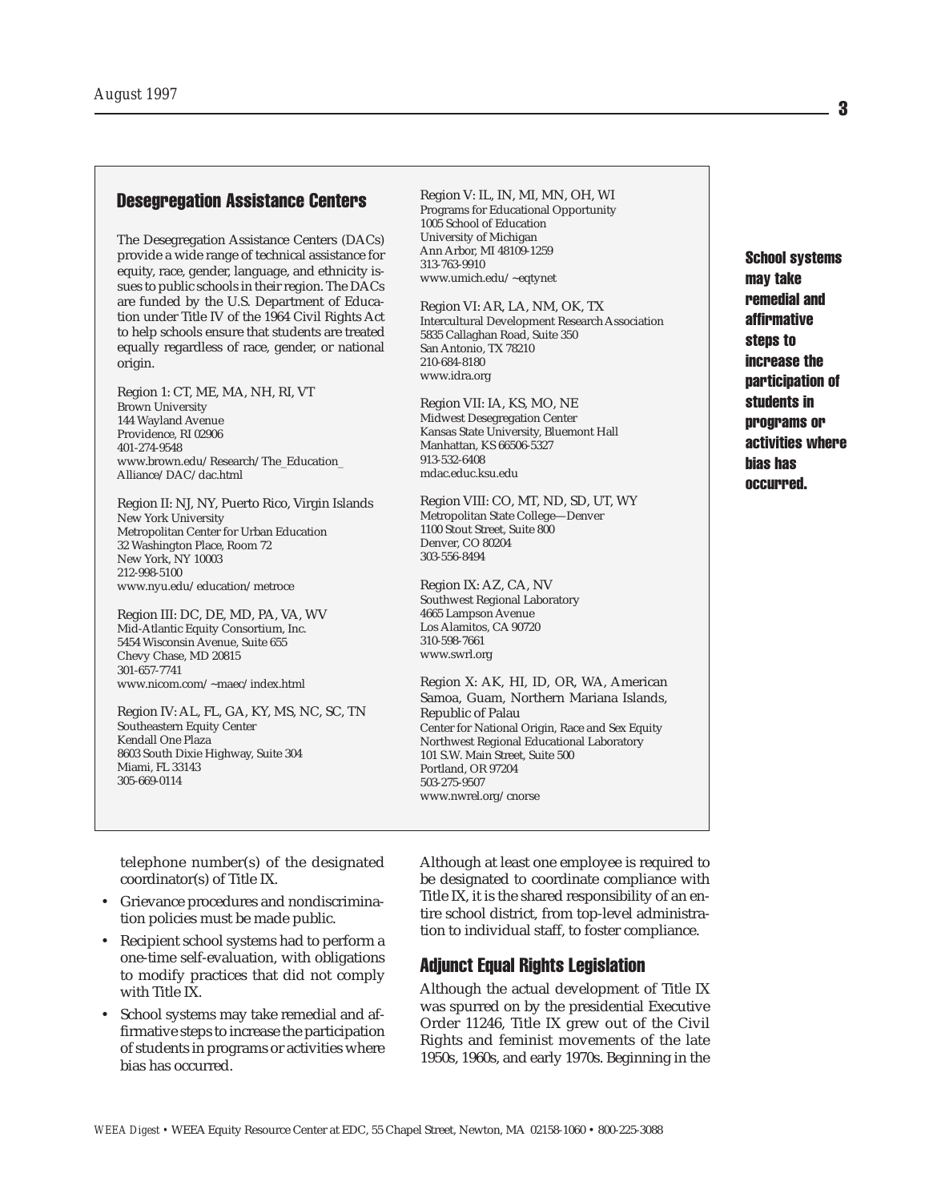## Desegregation Assistance Centers

The Desegregation Assistance Centers (DACs) provide a wide range of technical assistance for equity, race, gender, language, and ethnicity issues to public schools in their region. The DACs are funded by the U.S. Department of Education under Title IV of the 1964 Civil Rights Act to help schools ensure that students are treated equally regardless of race, gender, or national origin.

Region 1: CT, ME, MA, NH, RI, VT
Brown University
144 Wayland Avenue
Providence, RI 02906
401-274-9548
www.brown.edu/Research/The_Education_Alliance/DAC/dac.html

Region II: NJ, NY, Puerto Rico, Virgin Islands
New York University
Metropolitan Center for Urban Education
32 Washington Place, Room 72
New York, NY 10003
212-998-5100
www.nyu.edu/education/metroce

Region III: DC, DE, MD, PA, VA, WV
Mid-Atlantic Equity Consortium, Inc.
5454 Wisconsin Avenue, Suite 655
Chevy Chase, MD 20815
301-657-7741
www.nicom.com/~maec/index.html

Region IV: AL, FL, GA, KY, MS, NC, SC, TN
Southeastern Equity Center
Kendall One Plaza
8603 South Dixie Highway, Suite 304
Miami, FL 33143
305-669-0114

Region V: IL, IN, MI, MN, OH, WI
Programs for Educational Opportunity
1005 School of Education
University of Michigan
Ann Arbor, MI 48109-1259
313-763-9910
www.umich.edu/~eqtynet

Region VI: AR, LA, NM, OK, TX
Intercultural Development Research Association
5835 Callaghan Road, Suite 350
San Antonio, TX 78210
210-684-8180
www.idra.org

Region VII: IA, KS, MO, NE
Midwest Desegregation Center
Kansas State University, Bluemont Hall
Manhattan, KS 66506-5327
913-532-6408
mdac.educ.ksu.edu

Region VIII: CO, MT, ND, SD, UT, WY
Metropolitan State College—Denver
1100 Stout Street, Suite 800
Denver, CO 80204
303-556-8494

Region IX: AZ, CA, NV
Southwest Regional Laboratory
4665 Lampson Avenue
Los Alamitos, CA 90720
310-598-7661
www.swrl.org

Region X: AK, HI, ID, OR, WA, American Samoa, Guam, Northern Mariana Islands, Republic of Palau
Center for National Origin, Race and Sex Equity
Northwest Regional Educational Laboratory
101 S.W. Main Street, Suite 500
Portland, OR 97204
503-275-9507
www.nwrel.org/cnorse

**School systems may take remedial and affirmative steps to increase the participation of students in programs or activities where bias has occurred.**

telephone number(s) of the designated coordinator(s) of Title IX.

- Grievance procedures and nondiscrimination policies must be made public.
- Recipient school systems had to perform a one-time self-evaluation, with obligations to modify practices that did not comply with Title IX.
- School systems may take remedial and affirmative steps to increase the participation of students in programs or activities where bias has occurred.

Although at least one employee is required to be designated to coordinate compliance with Title IX, it is the shared responsibility of an entire school district, from top-level administration to individual staff, to foster compliance.

### Adjunct Equal Rights Legislation

Although the actual development of Title IX was spurred on by the presidential Executive Order 11246, Title IX grew out of the Civil Rights and feminist movements of the late 1950s, 1960s, and early 1970s. Beginning in the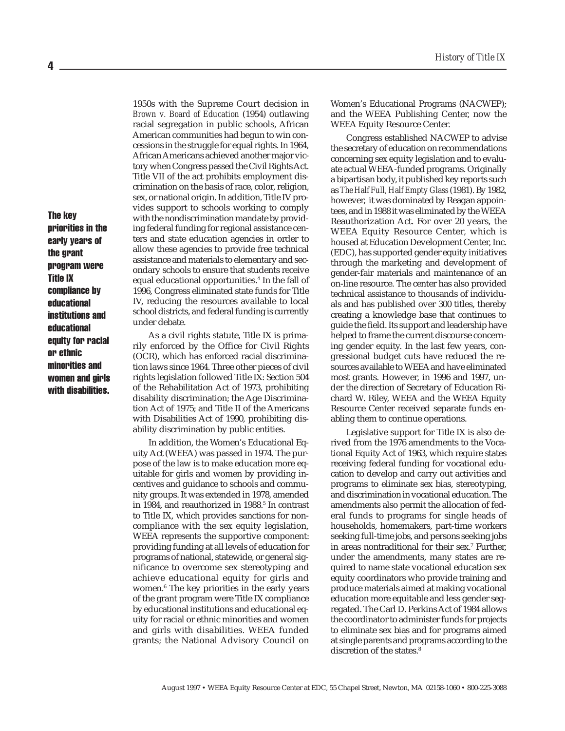1950s with the Supreme Court decision in *Brown v. Board of Education* (1954) outlawing racial segregation in public schools, African American communities had begun to win concessions in the struggle for equal rights. In 1964, African Americans achieved another major victory when Congress passed the Civil Rights Act. Title VII of the act prohibits employment discrimination on the basis of race, color, religion, sex, or national origin. In addition, Title IV provides support to schools working to comply with the nondiscrimination mandate by providing federal funding for regional assistance centers and state education agencies in order to allow these agencies to provide free technical assistance and materials to elementary and secondary schools to ensure that students receive equal educational opportunities.[4] In the fall of 1996, Congress eliminated state funds for Title IV, reducing the resources available to local school districts, and federal funding is currently under debate.

**The key priorities in the early years of the grant program were Title IX compliance by educational institutions and educational equity for racial or ethnic minorities and women and girls with disabilities.**

As a civil rights statute, Title IX is primarily enforced by the Office for Civil Rights (OCR), which has enforced racial discrimination laws since 1964. Three other pieces of civil rights legislation followed Title IX: Section 504 of the Rehabilitation Act of 1973, prohibiting disability discrimination; the Age Discrimination Act of 1975; and Title II of the Americans with Disabilities Act of 1990, prohibiting disability discrimination by public entities.

In addition, the Women's Educational Equity Act (WEEA) was passed in 1974. The purpose of the law is to make education more equitable for girls and women by providing incentives and guidance to schools and community groups. It was extended in 1978, amended in 1984, and reauthorized in 1988.[5] In contrast to Title IX, which provides sanctions for noncompliance with the sex equity legislation, WEEA represents the supportive component: providing funding at all levels of education for programs of national, statewide, or general significance to overcome sex stereotyping and achieve educational equity for girls and women.[6] The key priorities in the early years of the grant program were Title IX compliance by educational institutions and educational equity for racial or ethnic minorities and women and girls with disabilities. WEEA funded grants; the National Advisory Council on Women's Educational Programs (NACWEP); and the WEEA Publishing Center, now the WEEA Equity Resource Center.

Congress established NACWEP to advise the secretary of education on recommendations concerning sex equity legislation and to evaluate actual WEEA-funded programs. Originally a bipartisan body, it published key reports such as *The Half Full, Half Empty Glass* (1981). By 1982, however, it was dominated by Reagan appointees, and in 1988 it was eliminated by the WEEA Reauthorization Act. For over 20 years, the WEEA Equity Resource Center, which is housed at Education Development Center, Inc. (EDC), has supported gender equity initiatives through the marketing and development of gender-fair materials and maintenance of an on-line resource. The center has also provided technical assistance to thousands of individuals and has published over 300 titles, thereby creating a knowledge base that continues to guide the field. Its support and leadership have helped to frame the current discourse concerning gender equity. In the last few years, congressional budget cuts have reduced the resources available to WEEA and have eliminated most grants. However, in 1996 and 1997, under the direction of Secretary of Education Richard W. Riley, WEEA and the WEEA Equity Resource Center received separate funds enabling them to continue operations.

Legislative support for Title IX is also derived from the 1976 amendments to the Vocational Equity Act of 1963, which require states receiving federal funding for vocational education to develop and carry out activities and programs to eliminate sex bias, stereotyping, and discrimination in vocational education. The amendments also permit the allocation of federal funds to programs for single heads of households, homemakers, part-time workers seeking full-time jobs, and persons seeking jobs in areas nontraditional for their sex.[7] Further, under the amendments, many states are required to name state vocational education sex equity coordinators who provide training and produce materials aimed at making vocational education more equitable and less gender segregated. The Carl D. Perkins Act of 1984 allows the coordinator to administer funds for projects to eliminate sex bias and for programs aimed at single parents and programs according to the discretion of the states.[8]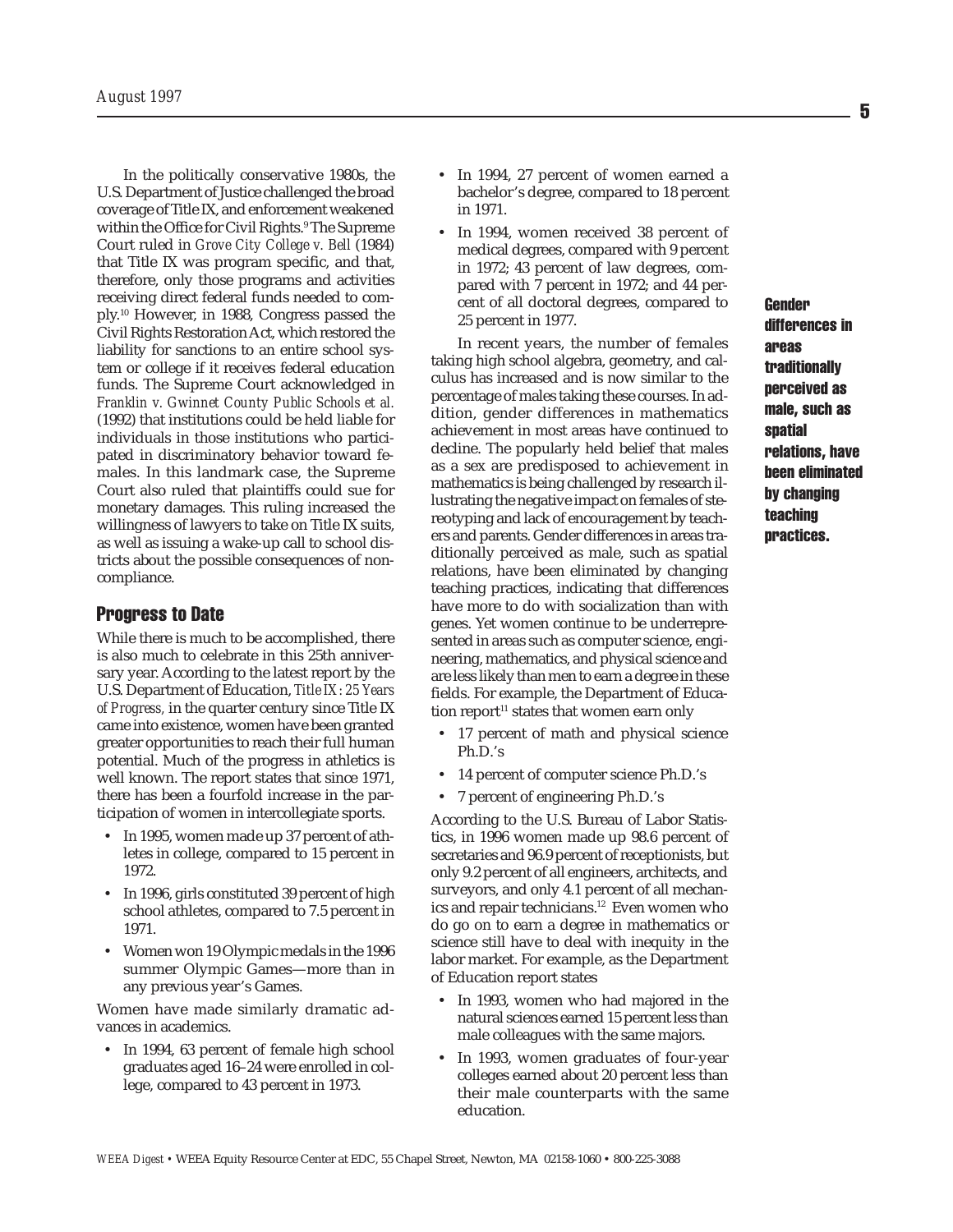In the politically conservative 1980s, the U.S. Department of Justice challenged the broad coverage of Title IX, and enforcement weakened within the Office for Civil Rights.[9] The Supreme Court ruled in *Grove City College v. Bell* (1984) that Title IX was program specific, and that, therefore, only those programs and activities receiving direct federal funds needed to comply.[10] However, in 1988, Congress passed the Civil Rights Restoration Act, which restored the liability for sanctions to an entire school system or college if it receives federal education funds. The Supreme Court acknowledged in *Franklin v. Gwinnet County Public Schools et al.* (1992) that institutions could be held liable for individuals in those institutions who participated in discriminatory behavior toward females. In this landmark case, the Supreme Court also ruled that plaintiffs could sue for monetary damages. This ruling increased the willingness of lawyers to take on Title IX suits, as well as issuing a wake-up call to school districts about the possible consequences of noncompliance.

## Progress to Date

While there is much to be accomplished, there is also much to celebrate in this 25th anniversary year. According to the latest report by the U.S. Department of Education, *Title IX: 25 Years of Progress,* in the quarter century since Title IX came into existence, women have been granted greater opportunities to reach their full human potential. Much of the progress in athletics is well known. The report states that since 1971, there has been a fourfold increase in the participation of women in intercollegiate sports.

- In 1995, women made up 37 percent of athletes in college, compared to 15 percent in 1972.
- In 1996, girls constituted 39 percent of high school athletes, compared to 7.5 percent in 1971.
- Women won 19 Olympic medals in the 1996 summer Olympic Games—more than in any previous year's Games.

Women have made similarly dramatic advances in academics.

- In 1994, 63 percent of female high school graduates aged 16–24 were enrolled in college, compared to 43 percent in 1973.
- In 1994, 27 percent of women earned a bachelor's degree, compared to 18 percent in 1971.
- In 1994, women received 38 percent of medical degrees, compared with 9 percent in 1972; 43 percent of law degrees, compared with 7 percent in 1972; and 44 percent of all doctoral degrees, compared to 25 percent in 1977.

In recent years, the number of females taking high school algebra, geometry, and calculus has increased and is now similar to the percentage of males taking these courses. In addition, gender differences in mathematics achievement in most areas have continued to decline. The popularly held belief that males as a sex are predisposed to achievement in mathematics is being challenged by research illustrating the negative impact on females of stereotyping and lack of encouragement by teachers and parents. Gender differences in areas traditionally perceived as male, such as spatial relations, have been eliminated by changing teaching practices, indicating that differences have more to do with socialization than with genes. Yet women continue to be underrepresented in areas such as computer science, engineering, mathematics, and physical science and are less likely than men to earn a degree in these fields. For example, the Department of Education report[11] states that women earn only

- 17 percent of math and physical science Ph.D.'s
- 14 percent of computer science Ph.D.'s
- 7 percent of engineering Ph.D.'s

According to the U.S. Bureau of Labor Statistics, in 1996 women made up 98.6 percent of secretaries and 96.9 percent of receptionists, but only 9.2 percent of all engineers, architects, and surveyors, and only 4.1 percent of all mechanics and repair technicians.[12] Even women who do go on to earn a degree in mathematics or science still have to deal with inequity in the labor market. For example, as the Department of Education report states

- In 1993, women who had majored in the natural sciences earned 15 percent less than male colleagues with the same majors.
- In 1993, women graduates of four-year colleges earned about 20 percent less than their male counterparts with the same education.

**Gender differences in areas traditionally perceived as male, such as spatial relations, have been eliminated by changing teaching practices.**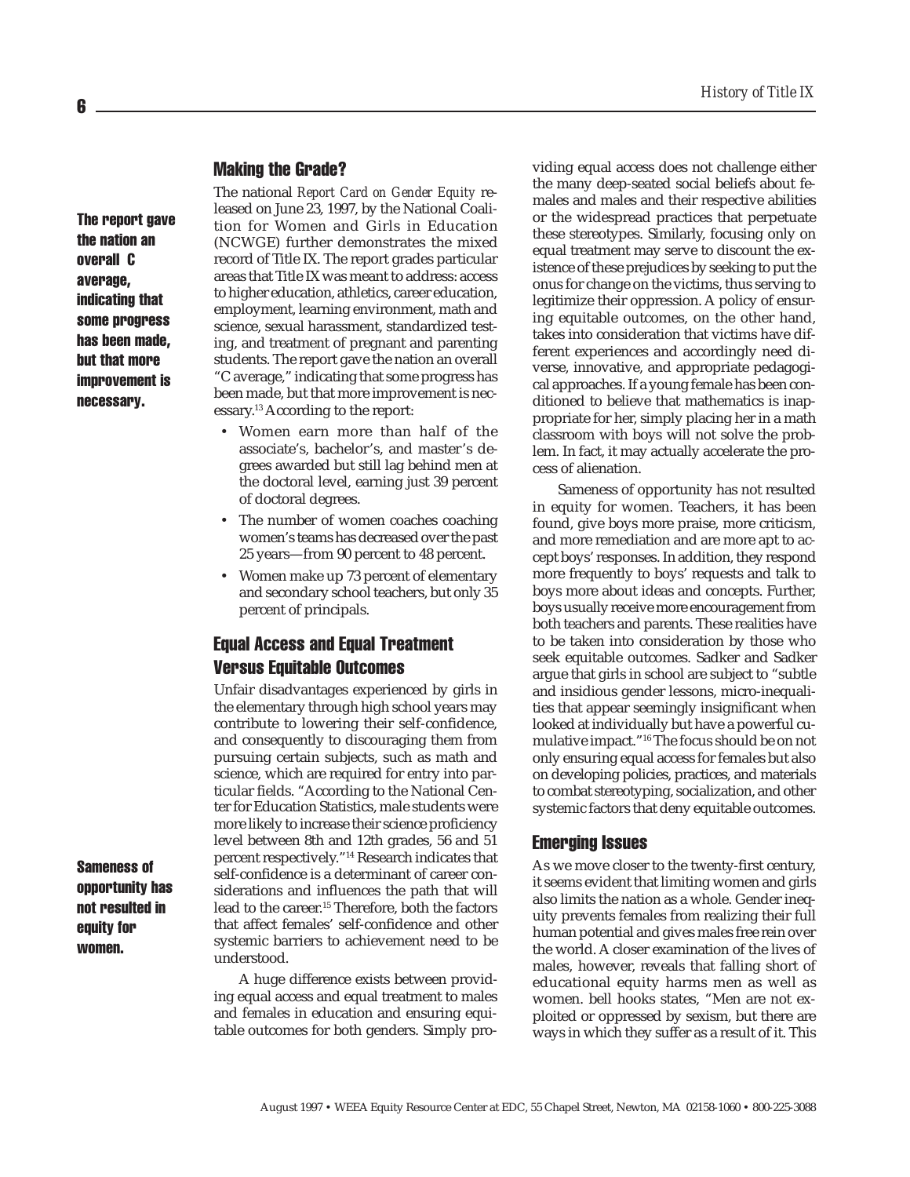## Making the Grade?

**The report gave the nation an overall C average, indicating that some progress has been made, but that more improvement is necessary.**

The national *Report Card on Gender Equity* released on June 23, 1997, by the National Coalition for Women and Girls in Education (NCWGE) further demonstrates the mixed record of Title IX. The report grades particular areas that Title IX was meant to address: access to higher education, athletics, career education, employment, learning environment, math and science, sexual harassment, standardized testing, and treatment of pregnant and parenting students. The report gave the nation an overall "C average," indicating that some progress has been made, but that more improvement is necessary.[13] According to the report:

- Women earn more than half of the associate's, bachelor's, and master's degrees awarded but still lag behind men at the doctoral level, earning just 39 percent of doctoral degrees.
- The number of women coaches coaching women's teams has decreased over the past 25 years—from 90 percent to 48 percent.
- Women make up 73 percent of elementary and secondary school teachers, but only 35 percent of principals.

## Equal Access and Equal Treatment Versus Equitable Outcomes

Unfair disadvantages experienced by girls in the elementary through high school years may contribute to lowering their self-confidence, and consequently to discouraging them from pursuing certain subjects, such as math and science, which are required for entry into particular fields. "According to the National Center for Education Statistics, male students were more likely to increase their science proficiency level between 8th and 12th grades, 56 and 51 percent respectively."[14] Research indicates that self-confidence is a determinant of career considerations and influences the path that will lead to the career.[15] Therefore, both the factors that affect females' self-confidence and other systemic barriers to achievement need to be understood.

**Sameness of opportunity has not resulted in equity for women.**

A huge difference exists between providing equal access and equal treatment to males and females in education and ensuring equitable outcomes for both genders. Simply providing equal access does not challenge either the many deep-seated social beliefs about females and males and their respective abilities or the widespread practices that perpetuate these stereotypes. Similarly, focusing only on equal treatment may serve to discount the existence of these prejudices by seeking to put the onus for change on the victims, thus serving to legitimize their oppression. A policy of ensuring equitable outcomes, on the other hand, takes into consideration that victims have different experiences and accordingly need diverse, innovative, and appropriate pedagogical approaches. If a young female has been conditioned to believe that mathematics is inappropriate for her, simply placing her in a math classroom with boys will not solve the problem. In fact, it may actually accelerate the process of alienation.

Sameness of opportunity has not resulted in equity for women. Teachers, it has been found, give boys more praise, more criticism, and more remediation and are more apt to accept boys' responses. In addition, they respond more frequently to boys' requests and talk to boys more about ideas and concepts. Further, boys usually receive more encouragement from both teachers and parents. These realities have to be taken into consideration by those who seek equitable outcomes. Sadker and Sadker argue that girls in school are subject to "subtle and insidious gender lessons, micro-inequalities that appear seemingly insignificant when looked at individually but have a powerful cumulative impact."[16] The focus should be on not only ensuring equal access for females but also on developing policies, practices, and materials to combat stereotyping, socialization, and other systemic factors that deny equitable outcomes.

## Emerging Issues

As we move closer to the twenty-first century, it seems evident that limiting women and girls also limits the nation as a whole. Gender inequity prevents females from realizing their full human potential and gives males free rein over the world. A closer examination of the lives of males, however, reveals that falling short of educational equity harms men as well as women. bell hooks states, "Men are not exploited or oppressed by sexism, but there are ways in which they suffer as a result of it. This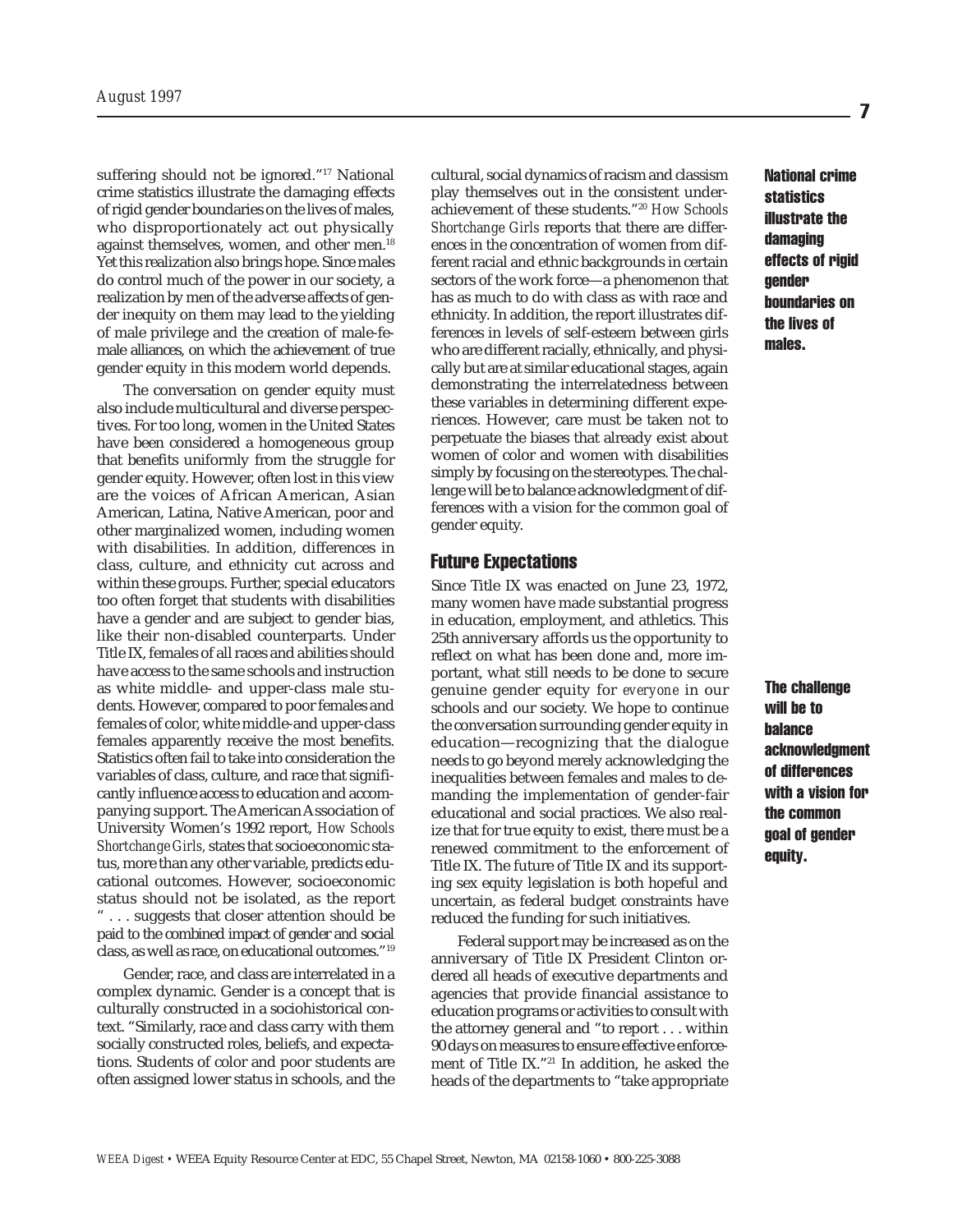suffering should not be ignored."[17] National crime statistics illustrate the damaging effects of rigid gender boundaries on the lives of males, who disproportionately act out physically against themselves, women, and other men.[18] Yet this realization also brings hope. Since males do control much of the power in our society, a realization by men of the adverse affects of gender inequity on them may lead to the yielding of male privilege and the creation of male-female alliances, on which the achievement of true gender equity in this modern world depends.

The conversation on gender equity must also include multicultural and diverse perspectives. For too long, women in the United States have been considered a homogeneous group that benefits uniformly from the struggle for gender equity. However, often lost in this view are the voices of African American, Asian American, Latina, Native American, poor and other marginalized women, including women with disabilities. In addition, differences in class, culture, and ethnicity cut across and within these groups. Further, special educators too often forget that students with disabilities have a gender and are subject to gender bias, like their non-disabled counterparts. Under Title IX, females of all races and abilities should have access to the same schools and instruction as white middle- and upper-class male students. However, compared to poor females and females of color, white middle-and upper-class females apparently receive the most benefits. Statistics often fail to take into consideration the variables of class, culture, and race that significantly influence access to education and accompanying support. The American Association of University Women's 1992 report, *How Schools Shortchange Girls*, states that socioeconomic status, more than any other variable, predicts educational outcomes. However, socioeconomic status should not be isolated, as the report " . . . suggests that closer attention should be paid to the combined impact of gender and social class, as well as race, on educational outcomes."[19]

Gender, race, and class are interrelated in a complex dynamic. Gender is a concept that is culturally constructed in a sociohistorical context. "Similarly, race and class carry with them socially constructed roles, beliefs, and expectations. Students of color and poor students are often assigned lower status in schools, and the cultural, social dynamics of racism and classism play themselves out in the consistent underachievement of these students."[20] *How Schools Shortchange Girls* reports that there are differences in the concentration of women from different racial and ethnic backgrounds in certain sectors of the work force—a phenomenon that has as much to do with class as with race and ethnicity. In addition, the report illustrates differences in levels of self-esteem between girls who are different racially, ethnically, and physically but are at similar educational stages, again demonstrating the interrelatedness between these variables in determining different experiences. However, care must be taken not to perpetuate the biases that already exist about women of color and women with disabilities simply by focusing on the stereotypes. The challenge will be to balance acknowledgment of differences with a vision for the common goal of gender equity.

**National crime statistics illustrate the damaging effects of rigid gender boundaries on the lives of males.**

## Future Expectations

Since Title IX was enacted on June 23, 1972, many women have made substantial progress in education, employment, and athletics. This 25th anniversary affords us the opportunity to reflect on what has been done and, more important, what still needs to be done to secure genuine gender equity for *everyone* in our schools and our society. We hope to continue the conversation surrounding gender equity in education—recognizing that the dialogue needs to go beyond merely acknowledging the inequalities between females and males to demanding the implementation of gender-fair educational and social practices. We also realize that for true equity to exist, there must be a renewed commitment to the enforcement of Title IX. The future of Title IX and its supporting sex equity legislation is both hopeful and uncertain, as federal budget constraints have reduced the funding for such initiatives.

**The challenge will be to balance acknowledgment of differences with a vision for the common goal of gender equity.**

Federal support may be increased as on the anniversary of Title IX President Clinton ordered all heads of executive departments and agencies that provide financial assistance to education programs or activities to consult with the attorney general and "to report . . . within 90 days on measures to ensure effective enforcement of Title IX."[21] In addition, he asked the heads of the departments to "take appropriate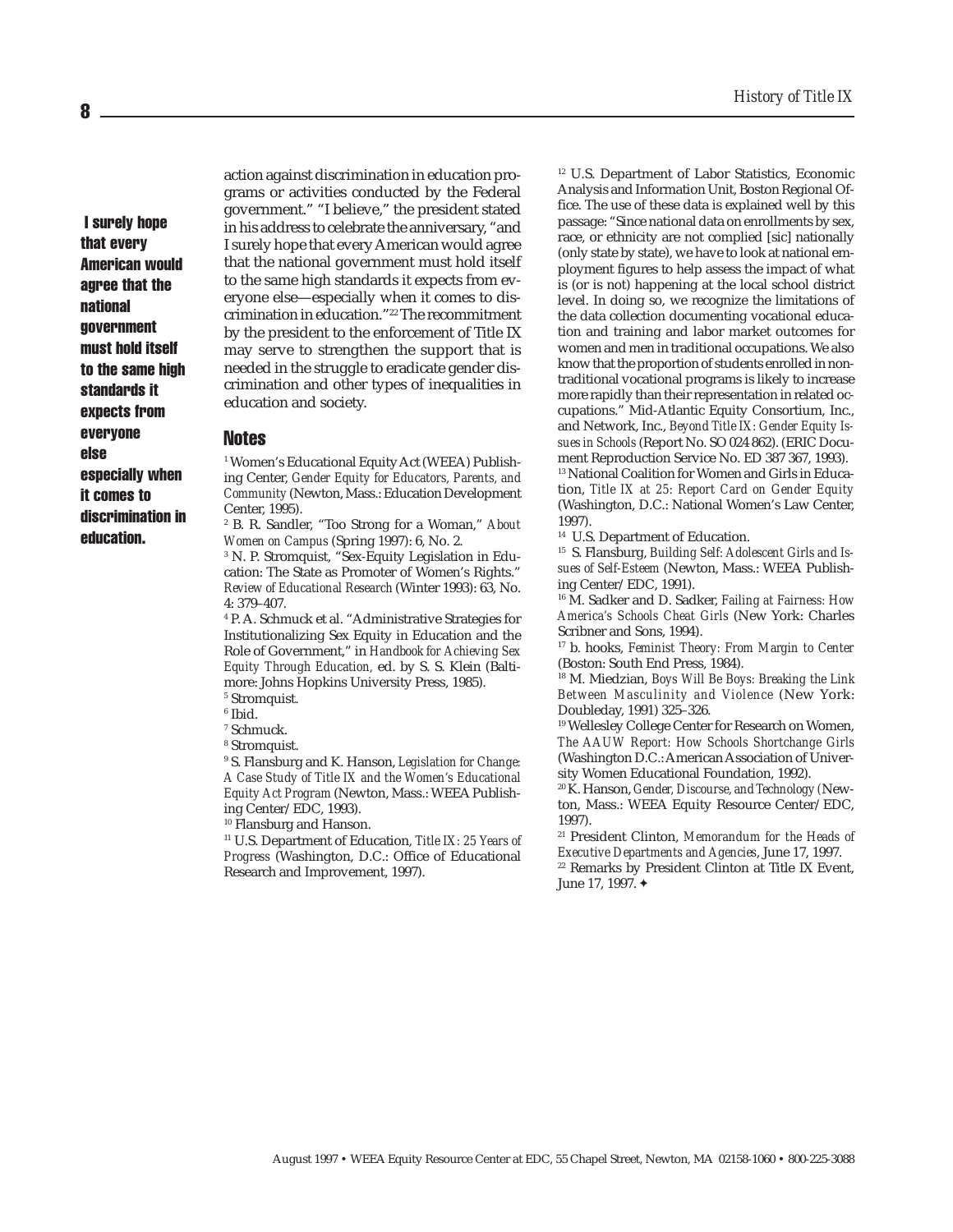action against discrimination in education programs or activities conducted by the Federal government." "I believe," the president stated in his address to celebrate the anniversary, "and I surely hope that every American would agree that the national government must hold itself to the same high standards it expects from everyone else—especially when it comes to discrimination in education."[22] The recommitment by the president to the enforcement of Title IX may serve to strengthen the support that is needed in the struggle to eradicate gender discrimination and other types of inequalities in education and society.

**I surely hope that every American would agree that the national government must hold itself to the same high standards it expects from everyone else especially when it comes to discrimination in education.**

## Notes

[1] Women's Educational Equity Act (WEEA) Publishing Center, *Gender Equity for Educators, Parents, and Community* (Newton, Mass.: Education Development Center, 1995).

[2] B. R. Sandler, "Too Strong for a Woman," *About Women on Campus* (Spring 1997): 6, No. 2.

[3] N. P. Stromquist, "Sex-Equity Legislation in Education: The State as Promoter of Women's Rights." *Review of Educational Research* (Winter 1993): 63, No. 4: 379–407.

[4] P. A. Schmuck et al. "Administrative Strategies for Institutionalizing Sex Equity in Education and the Role of Government," in *Handbook for Achieving Sex Equity Through Education,* ed. by S. S. Klein (Baltimore: Johns Hopkins University Press, 1985).

[5] Stromquist.

[6] Ibid.

[7] Schmuck.

[8] Stromquist.

[9] S. Flansburg and K. Hanson, *Legislation for Change: A Case Study of Title IX and the Women's Educational Equity Act Program* (Newton, Mass.: WEEA Publishing Center/EDC, 1993).

[10] Flansburg and Hanson.

[11] U.S. Department of Education, *Title IX: 25 Years of Progress* (Washington, D.C.: Office of Educational Research and Improvement, 1997).

[12] U.S. Department of Labor Statistics, Economic Analysis and Information Unit, Boston Regional Office. The use of these data is explained well by this passage: "Since national data on enrollments by sex, race, or ethnicity are not complied [sic] nationally (only state by state), we have to look at national employment figures to help assess the impact of what is (or is not) happening at the local school district level. In doing so, we recognize the limitations of the data collection documenting vocational education and training and labor market outcomes for women and men in traditional occupations. We also know that the proportion of students enrolled in nontraditional vocational programs is likely to increase more rapidly than their representation in related occupations." Mid-Atlantic Equity Consortium, Inc., and Network, Inc., *Beyond Title IX: Gender Equity Issues in Schools* (Report No. SO 024 862). (ERIC Document Reproduction Service No. ED 387 367, 1993).

[13] National Coalition for Women and Girls in Education, *Title IX at 25: Report Card on Gender Equity* (Washington, D.C.: National Women's Law Center, 1997).

[14] U.S. Department of Education.

[15] S. Flansburg, *Building Self: Adolescent Girls and Issues of Self-Esteem* (Newton, Mass.: WEEA Publishing Center/EDC, 1991).

[16] M. Sadker and D. Sadker, *Failing at Fairness: How America's Schools Cheat Girls* (New York: Charles Scribner and Sons, 1994).

[17] b. hooks, *Feminist Theory: From Margin to Center* (Boston: South End Press, 1984).

[18] M. Miedzian, *Boys Will Be Boys: Breaking the Link Between Masculinity and Violence* (New York: Doubleday, 1991) 325–326.

[19] Wellesley College Center for Research on Women, *The AAUW Report: How Schools Shortchange Girls* (Washington D.C.: American Association of University Women Educational Foundation, 1992).

[20] K. Hanson, *Gender, Discourse, and Technology* (Newton, Mass.: WEEA Equity Resource Center/EDC, 1997).

[21] President Clinton, *Memorandum for the Heads of Executive Departments and Agencies*, June 17, 1997.

[22] Remarks by President Clinton at Title IX Event, June 17, 1997. ✦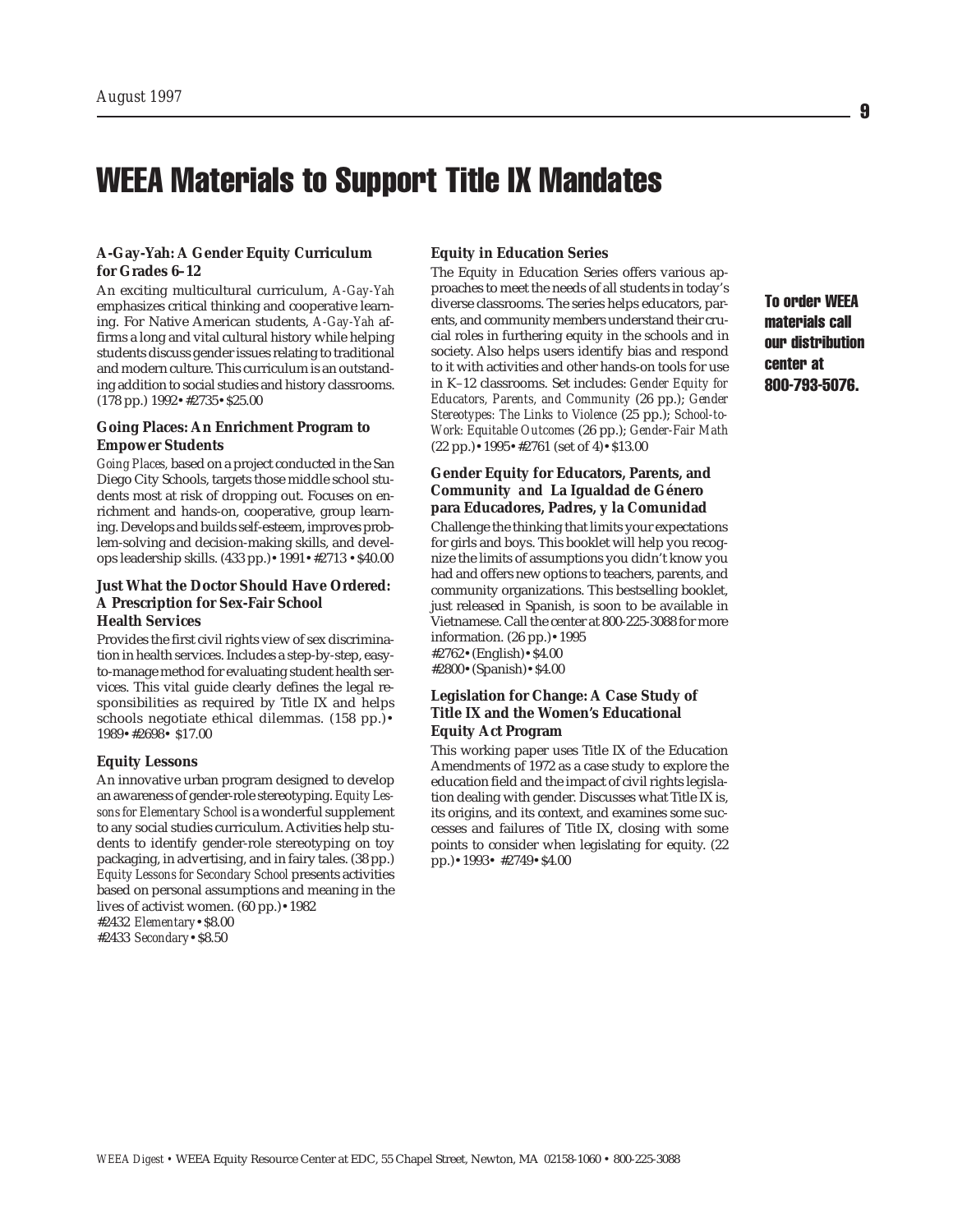# WEEA Materials to Support Title IX Mandates

### A-Gay-Yah: A Gender Equity Curriculum for Grades 6–12

An exciting multicultural curriculum, *A-Gay-Yah* emphasizes critical thinking and cooperative learning. For Native American students, *A-Gay-Yah* affirms a long and vital cultural history while helping students discuss gender issues relating to traditional and modern culture. This curriculum is an outstanding addition to social studies and history classrooms. (178 pp.) 1992• #2735• $25.00

### Going Places: An Enrichment Program to Empower Students

*Going Places,* based on a project conducted in the San Diego City Schools, targets those middle school students most at risk of dropping out. Focuses on enrichment and hands-on, cooperative, group learning. Develops and builds self-esteem, improves problem-solving and decision-making skills, and develops leadership skills. (433 pp.)• 1991• #2713 • $40.00

### Just What the Doctor Should Have Ordered: A Prescription for Sex-Fair School Health Services

Provides the first civil rights view of sex discrimination in health services. Includes a step-by-step, easy-to-manage method for evaluating student health services. This vital guide clearly defines the legal responsibilities as required by Title IX and helps schools negotiate ethical dilemmas. (158 pp.)• 1989• #2698• $17.00

### Equity Lessons

An innovative urban program designed to develop an awareness of gender-role stereotyping. *Equity Lessons for Elementary School* is a wonderful supplement to any social studies curriculum. Activities help students to identify gender-role stereotyping on toy packaging, in advertising, and in fairy tales. (38 pp.) *Equity Lessons for Secondary School* presents activities based on personal assumptions and meaning in the lives of activist women. (60 pp.)• 1982
#2432 *Elementary* • $8.00
#2433 *Secondary* • $8.50

### Equity in Education Series

The Equity in Education Series offers various approaches to meet the needs of all students in today's diverse classrooms. The series helps educators, parents, and community members understand their crucial roles in furthering equity in the schools and in society. Also helps users identify bias and respond to it with activities and other hands-on tools for use in K–12 classrooms. Set includes: *Gender Equity for Educators, Parents, and Community* (26 pp.); *Gender Stereotypes: The Links to Violence* (25 pp.); *School-to-Work: Equitable Outcomes* (26 pp.); *Gender-Fair Math* (22 pp.)• 1995• #2761 (set of 4)• $13.00

### Gender Equity for Educators, Parents, and Community *and* La Igualdad de Género para Educadores, Padres, y la Comunidad

Challenge the thinking that limits your expectations for girls and boys. This booklet will help you recognize the limits of assumptions you didn't know you had and offers new options to teachers, parents, and community organizations. This bestselling booklet, just released in Spanish, is soon to be available in Vietnamese. Call the center at 800-225-3088 for more information. (26 pp.)• 1995
#2762• (English)• $4.00
#2800• (Spanish)• $4.00

### Legislation for Change: A Case Study of Title IX and the Women's Educational Equity Act Program

This working paper uses Title IX of the Education Amendments of 1972 as a case study to explore the education field and the impact of civil rights legislation dealing with gender. Discusses what Title IX is, its origins, and its context, and examines some successes and failures of Title IX, closing with some points to consider when legislating for equity. (22 pp.)• 1993• #2749• $4.00

**To order WEEA materials call our distribution center at 800-793-5076.**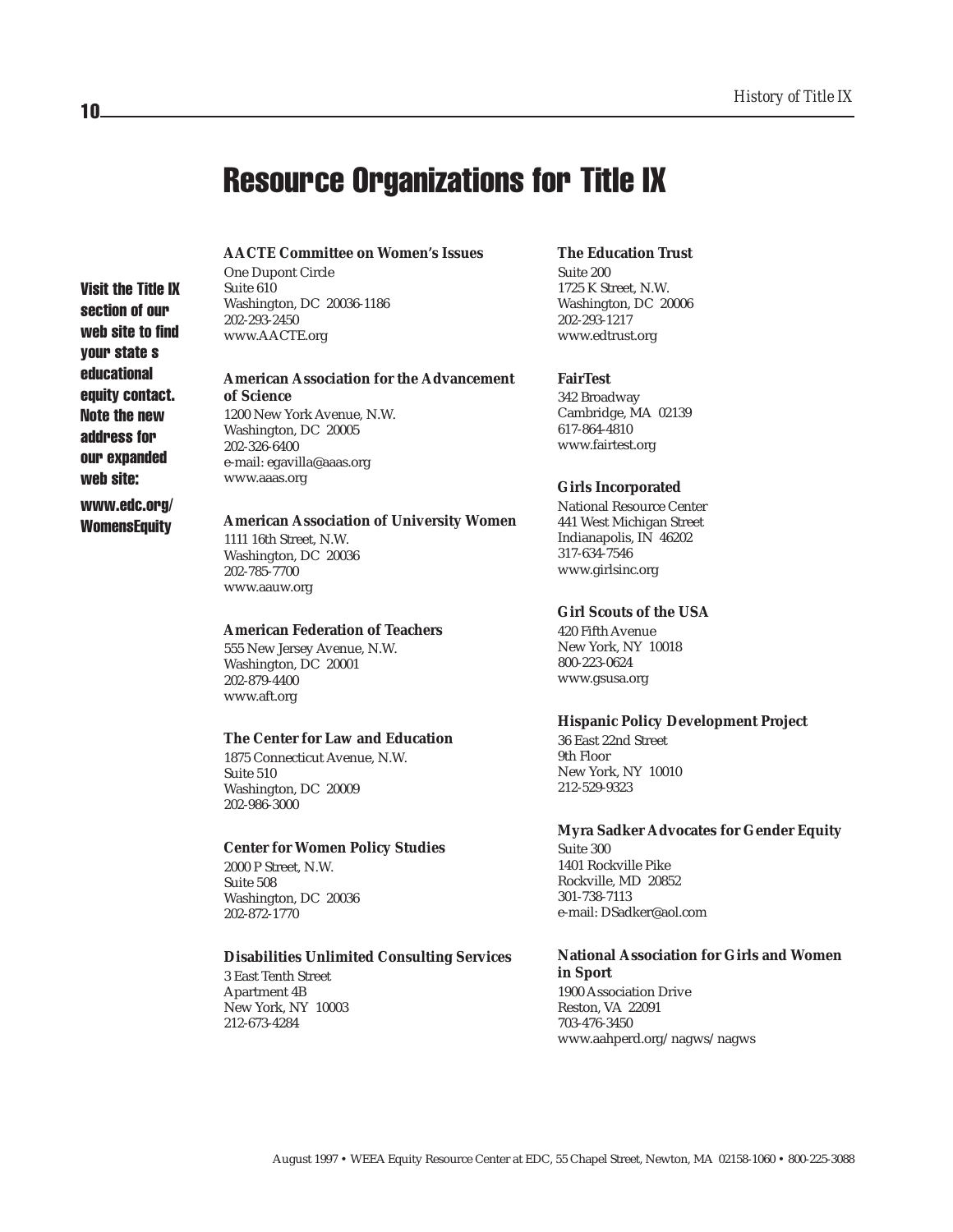# Resource Organizations for Title IX

**Visit the Title IX section of our web site to find your state s educational equity contact. Note the new address for our expanded web site:**

**www.edc.org/WomensEquity**

**AACTE Committee on Women's Issues**
One Dupont Circle
Suite 610
Washington, DC 20036-1186
202-293-2450
www.AACTE.org

**American Association for the Advancement of Science**
1200 New York Avenue, N.W.
Washington, DC 20005
202-326-6400
e-mail: egavilla@aaas.org
www.aaas.org

**American Association of University Women**
1111 16th Street, N.W.
Washington, DC 20036
202-785-7700
www.aauw.org

**American Federation of Teachers**
555 New Jersey Avenue, N.W.
Washington, DC 20001
202-879-4400
www.aft.org

**The Center for Law and Education**
1875 Connecticut Avenue, N.W.
Suite 510
Washington, DC 20009
202-986-3000

**Center for Women Policy Studies**
2000 P Street, N.W.
Suite 508
Washington, DC 20036
202-872-1770

**Disabilities Unlimited Consulting Services**
3 East Tenth Street
Apartment 4B
New York, NY 10003
212-673-4284

**The Education Trust**
Suite 200
1725 K Street, N.W.
Washington, DC 20006
202-293-1217
www.edtrust.org

**FairTest**
342 Broadway
Cambridge, MA 02139
617-864-4810
www.fairtest.org

**Girls Incorporated**
National Resource Center
441 West Michigan Street
Indianapolis, IN 46202
317-634-7546
www.girlsinc.org

**Girl Scouts of the USA**
420 Fifth Avenue
New York, NY 10018
800-223-0624
www.gsusa.org

**Hispanic Policy Development Project**
36 East 22nd Street
9th Floor
New York, NY 10010
212-529-9323

**Myra Sadker Advocates for Gender Equity**
Suite 300
1401 Rockville Pike
Rockville, MD 20852
301-738-7113
e-mail: DSadker@aol.com

**National Association for Girls and Women in Sport**
1900 Association Drive
Reston, VA 22091
703-476-3450
www.aahperd.org/nagws/nagws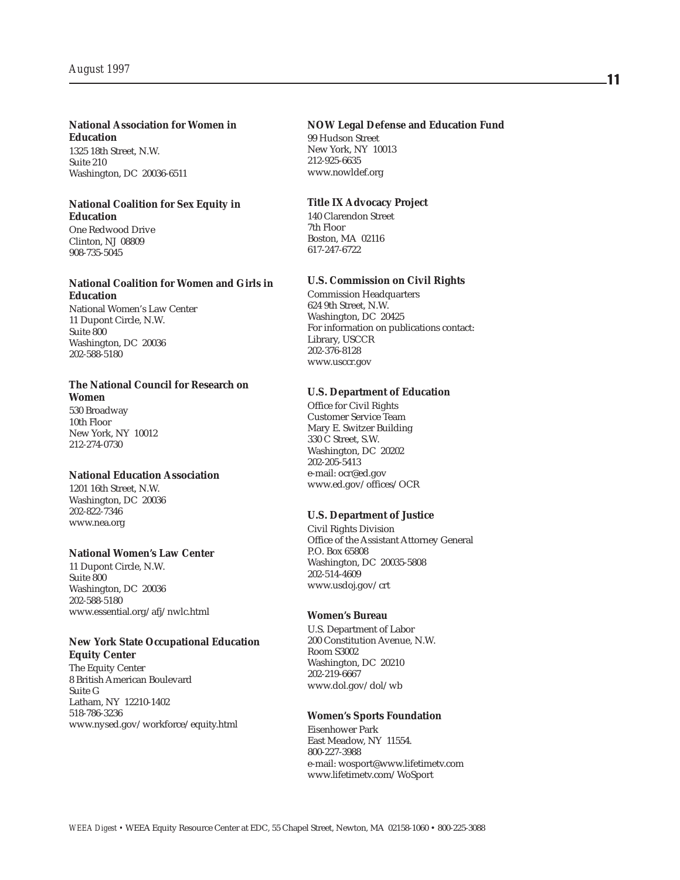**National Association for Women in Education**
1325 18th Street, N.W.
Suite 210
Washington, DC 20036-6511

**National Coalition for Sex Equity in Education**
One Redwood Drive
Clinton, NJ 08809
908-735-5045

**National Coalition for Women and Girls in Education**
National Women's Law Center
11 Dupont Circle, N.W.
Suite 800
Washington, DC 20036
202-588-5180

**The National Council for Research on Women**
530 Broadway
10th Floor
New York, NY 10012
212-274-0730

**National Education Association**
1201 16th Street, N.W.
Washington, DC 20036
202-822-7346
www.nea.org

**National Women's Law Center**
11 Dupont Circle, N.W.
Suite 800
Washington, DC 20036
202-588-5180
www.essential.org/afj/nwlc.html

**New York State Occupational Education Equity Center**
The Equity Center
8 British American Boulevard
Suite G
Latham, NY 12210-1402
518-786-3236
www.nysed.gov/workforce/equity.html

**NOW Legal Defense and Education Fund**
99 Hudson Street
New York, NY 10013
212-925-6635
www.nowldef.org

**Title IX Advocacy Project**
140 Clarendon Street
7th Floor
Boston, MA 02116
617-247-6722

**U.S. Commission on Civil Rights**
Commission Headquarters
624 9th Street, N.W.
Washington, DC 20425
For information on publications contact:
Library, USCCR
202-376-8128
www.usccr.gov

**U.S. Department of Education**
Office for Civil Rights
Customer Service Team
Mary E. Switzer Building
330 C Street, S.W.
Washington, DC 20202
202-205-5413
e-mail: ocr@ed.gov
www.ed.gov/offices/OCR

**U.S. Department of Justice**
Civil Rights Division
Office of the Assistant Attorney General
P.O. Box 65808
Washington, DC 20035-5808
202-514-4609
www.usdoj.gov/crt

**Women's Bureau**
U.S. Department of Labor
200 Constitution Avenue, N.W.
Room S3002
Washington, DC 20210
202-219-6667
www.dol.gov/dol/wb

**Women's Sports Foundation**
Eisenhower Park
East Meadow, NY 11554.
800-227-3988
e-mail: wosport@www.lifetimetv.com
www.lifetimetv.com/WoSport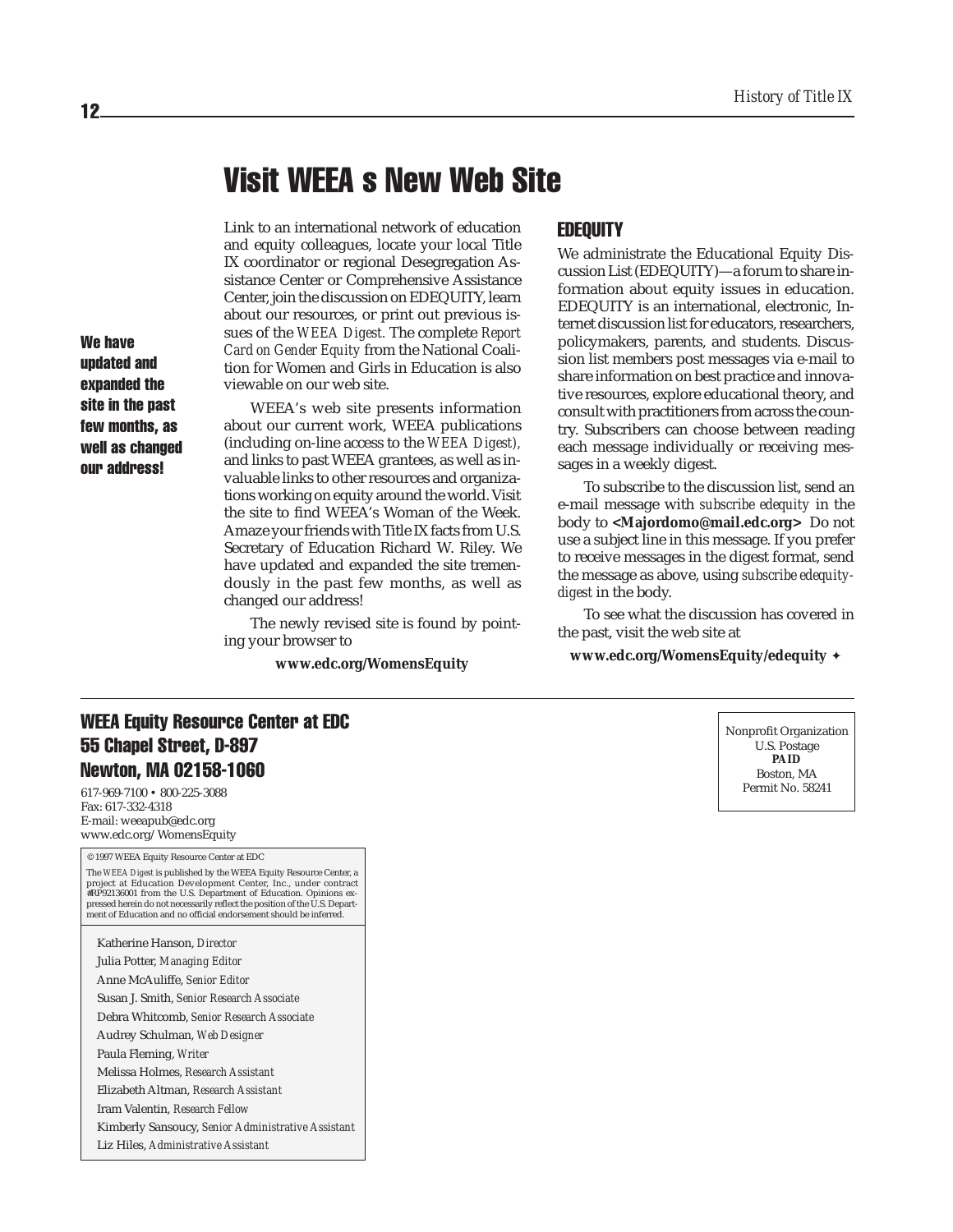# Visit WEEA s New Web Site

**We have updated and expanded the site in the past few months, as well as changed our address!**

Link to an international network of education and equity colleagues, locate your local Title IX coordinator or regional Desegregation Assistance Center or Comprehensive Assistance Center, join the discussion on EDEQUITY, learn about our resources, or print out previous issues of the *WEEA Digest*. The complete *Report Card on Gender Equity* from the National Coalition for Women and Girls in Education is also viewable on our web site.

WEEA's web site presents information about our current work, WEEA publications (including on-line access to the *WEEA Digest*), and links to past WEEA grantees, as well as invaluable links to other resources and organizations working on equity around the world. Visit the site to find WEEA's Woman of the Week. Amaze your friends with Title IX facts from U.S. Secretary of Education Richard W. Riley. We have updated and expanded the site tremendously in the past few months, as well as changed our address!

The newly revised site is found by pointing your browser to

**www.edc.org/WomensEquity**

## EDEQUITY

We administrate the Educational Equity Discussion List (EDEQUITY)—a forum to share information about equity issues in education. EDEQUITY is an international, electronic, Internet discussion list for educators, researchers, policymakers, parents, and students. Discussion list members post messages via e-mail to share information on best practice and innovative resources, explore educational theory, and consult with practitioners from across the country. Subscribers can choose between reading each message individually or receiving messages in a weekly digest.

To subscribe to the discussion list, send an e-mail message with *subscribe edequity* in the body to **<Majordomo@mail.edc.org>** Do not use a subject line in this message. If you prefer to receive messages in the digest format, send the message as above, using *subscribe edequity-digest* in the body.

To see what the discussion has covered in the past, visit the web site at

**www.edc.org/WomensEquity/edequity** ✦

---

**WEEA Equity Resource Center at EDC**
**55 Chapel Street, D-897**
**Newton, MA 02158-1060**

617-969-7100 • 800-225-3088
Fax: 617-332-4318
E-mail: weeapub@edc.org
www.edc.org/ WomensEquity

Nonprofit Organization
U.S. Postage
**PAID**
Boston, MA
Permit No. 58241

© 1997 WEEA Equity Resource Center at EDC

The *WEEA Digest* is published by the WEEA Equity Resource Center, a project at Education Development Center, Inc., under contract #RP92136001 from the U.S. Department of Education. Opinions expressed herein do not necessarily reflect the position of the U.S. Department of Education and no official endorsement should be inferred.

Katherine Hanson, *Director*
Julia Potter, *Managing Editor*
Anne McAuliffe, *Senior Editor*
Susan J. Smith, *Senior Research Associate*
Debra Whitcomb, *Senior Research Associate*
Audrey Schulman, *Web Designer*
Paula Fleming, *Writer*
Melissa Holmes, *Research Assistant*
Elizabeth Altman, *Research Assistant*
Iram Valentin, *Research Fellow*
Kimberly Sansoucy, *Senior Administrative Assistant*
Liz Hiles, *Administrative Assistant*